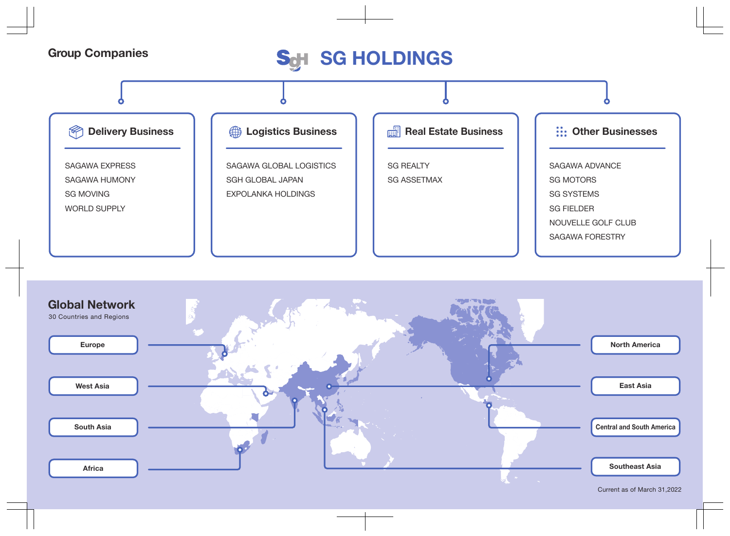## Group Companies

# SG HOLDINGS

### Delivery Business

- SAGAWA EXPRESS
- SAGAWA HUMONY
- SG MOVING
- WORLD SUPPLY

### Logistics Business

- SAGAWA GLOBAL LOGISTICS
- SGH GLOBAL JAPAN
- EXPOLANKA HOLDINGS

### Real Estate Business

- SG REALTY
- SG ASSETMAX

### Other Businesses

- SAGAWA ADVANCE
- SG MOTORS
- SG SYSTEMS
- SG FIELDER
- NOUVELLE GOLF CLUB
- SAGAWA FORESTRY

## Global Network

30 Countries and Regions

- Europe
- West Asia
- South Asia
- Africa
- North America
- East Asia
- Central and South America
- Southeast Asia

Current as of March 31,2022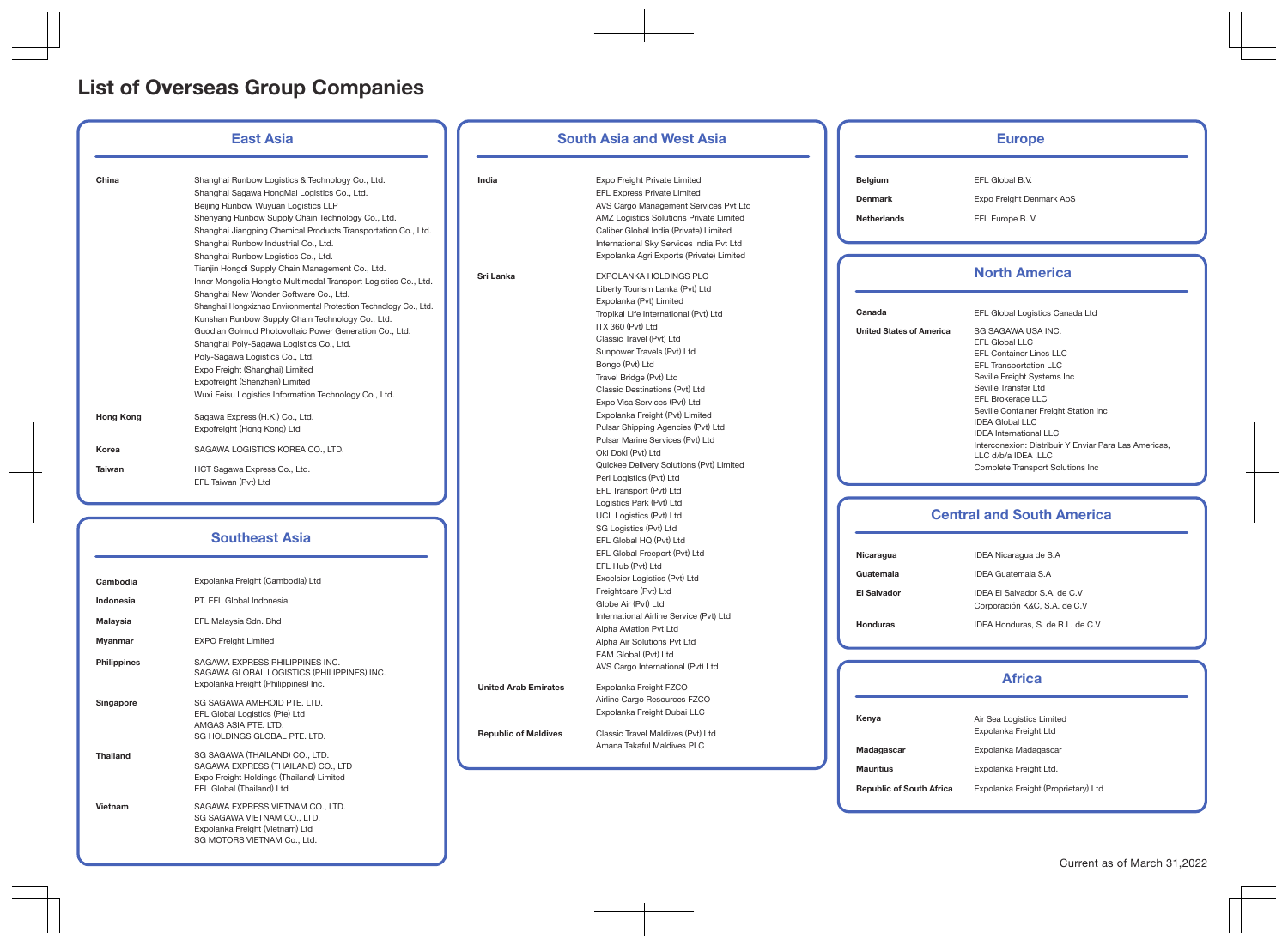# List of Overseas Group Companies

## East Asia

| | |
|---|---|
| **China** | Shanghai Runbow Logistics & Technology Co., Ltd.<br>Shanghai Sagawa HongMai Logistics Co., Ltd.<br>Beijing Runbow Wuyuan Logistics LLP<br>Shenyang Runbow Supply Chain Technology Co., Ltd.<br>Shanghai Jiangping Chemical Products Transportation Co., Ltd.<br>Shanghai Runbow Industrial Co., Ltd.<br>Shanghai Runbow Logistics Co., Ltd.<br>Tianjin Hongdi Supply Chain Management Co., Ltd.<br>Inner Mongolia Hongtie Multimodal Transport Logistics Co., Ltd.<br>Shanghai New Wonder Software Co., Ltd.<br>Shanghai Hongxizhao Environmental Protection Technology Co., Ltd.<br>Kunshan Runbow Supply Chain Technology Co., Ltd.<br>Guodian Golmud Photovoltaic Power Generation Co., Ltd.<br>Shanghai Poly-Sagawa Logistics Co., Ltd.<br>Poly-Sagawa Logistics Co., Ltd.<br>Expo Freight (Shanghai) Limited<br>Expofreight (Shenzhen) Limited<br>Wuxi Feisu Logistics Information Technology Co., Ltd. |
| **Hong Kong** | Sagawa Express (H.K.) Co., Ltd.<br>Expofreight (Hong Kong) Ltd |
| **Korea** | SAGAWA LOGISTICS KOREA CO., LTD. |
| **Taiwan** | HCT Sagawa Express Co., Ltd.<br>EFL Taiwan (Pvt) Ltd |

## Southeast Asia

| | |
|---|---|
| **Cambodia** | Expolanka Freight (Cambodia) Ltd |
| **Indonesia** | PT. EFL Global Indonesia |
| **Malaysia** | EFL Malaysia Sdn. Bhd |
| **Myanmar** | EXPO Freight Limited |
| **Philippines** | SAGAWA EXPRESS PHILIPPINES INC.<br>SAGAWA GLOBAL LOGISTICS (PHILIPPINES) INC.<br>Expolanka Freight (Philippines) Inc. |
| **Singapore** | SG SAGAWA AMEROID PTE. LTD.<br>EFL Global Logistics (Pte) Ltd<br>AMGAS ASIA PTE. LTD.<br>SG HOLDINGS GLOBAL PTE. LTD. |
| **Thailand** | SG SAGAWA (THAILAND) CO., LTD.<br>SAGAWA EXPRESS (THAILAND) CO., LTD<br>Expo Freight Holdings (Thailand) Limited<br>EFL Global (Thailand) Ltd |
| **Vietnam** | SAGAWA EXPRESS VIETNAM CO., LTD.<br>SG SAGAWA VIETNAM CO., LTD.<br>Expolanka Freight (Vietnam) Ltd<br>SG MOTORS VIETNAM Co., Ltd. |

## South Asia and West Asia

| | |
|---|---|
| **India** | Expo Freight Private Limited<br>EFL Express Private Limited<br>AVS Cargo Management Services Pvt Ltd<br>AMZ Logistics Solutions Private Limited<br>Caliber Global India (Private) Limited<br>International Sky Services India Pvt Ltd<br>Expolanka Agri Exports (Private) Limited |
| **Sri Lanka** | EXPOLANKA HOLDINGS PLC<br>Liberty Tourism Lanka (Pvt) Ltd<br>Expolanka (Pvt) Limited<br>Tropikal Life International (Pvt) Ltd<br>ITX 360 (Pvt) Ltd<br>Classic Travel (Pvt) Ltd<br>Sunpower Travels (Pvt) Ltd<br>Bongo (Pvt) Ltd<br>Travel Bridge (Pvt) Ltd<br>Classic Destinations (Pvt) Ltd<br>Expo Visa Services (Pvt) Ltd<br>Expolanka Freight (Pvt) Limited<br>Pulsar Shipping Agencies (Pvt) Ltd<br>Pulsar Marine Services (Pvt) Ltd<br>Oki Doki (Pvt) Ltd<br>Quickee Delivery Solutions (Pvt) Limited<br>Peri Logistics (Pvt) Ltd<br>EFL Transport (Pvt) Ltd<br>Logistics Park (Pvt) Ltd<br>UCL Logistics (Pvt) Ltd<br>SG Logistics (Pvt) Ltd<br>EFL Global HQ (Pvt) Ltd<br>EFL Global Freeport (Pvt) Ltd<br>EFL Hub (Pvt) Ltd<br>Excelsior Logistics (Pvt) Ltd<br>Freightcare (Pvt) Ltd<br>Globe Air (Pvt) Ltd<br>International Airline Service (Pvt) Ltd<br>Alpha Aviation Pvt Ltd<br>Alpha Air Solutions Pvt Ltd<br>EAM Global (Pvt) Ltd<br>AVS Cargo International (Pvt) Ltd |
| **United Arab Emirates** | Expolanka Freight FZCO<br>Airline Cargo Resources FZCO<br>Expolanka Freight Dubai LLC |
| **Republic of Maldives** | Classic Travel Maldives (Pvt) Ltd<br>Amana Takaful Maldives PLC |

## Europe

| | |
|---|---|
| **Belgium** | EFL Global B.V. |
| **Denmark** | Expo Freight Denmark ApS |
| **Netherlands** | EFL Europe B. V. |

## North America

| | |
|---|---|
| **Canada** | EFL Global Logistics Canada Ltd |
| **United States of America** | SG SAGAWA USA INC.<br>EFL Global LLC<br>EFL Container Lines LLC<br>EFL Transportation LLC<br>Seville Freight Systems Inc<br>Seville Transfer Ltd<br>EFL Brokerage LLC<br>Seville Container Freight Station Inc<br>IDEA Global LLC<br>IDEA International LLC<br>Interconexion: Distribuir Y Enviar Para Las Americas, LLC d/b/a IDEA ,LLC<br>Complete Transport Solutions Inc |

## Central and South America

| | |
|---|---|
| **Nicaragua** | IDEA Nicaragua de S.A |
| **Guatemala** | IDEA Guatemala S.A |
| **El Salvador** | IDEA El Salvador S.A. de C.V<br>Corporación K&C, S.A. de C.V |
| **Honduras** | IDEA Honduras, S. de R.L. de C.V |

## Africa

| | |
|---|---|
| **Kenya** | Air Sea Logistics Limited<br>Expolanka Freight Ltd |
| **Madagascar** | Expolanka Madagascar |
| **Mauritius** | Expolanka Freight Ltd. |
| **Republic of South Africa** | Expolanka Freight (Proprietary) Ltd |

Current as of March 31,2022